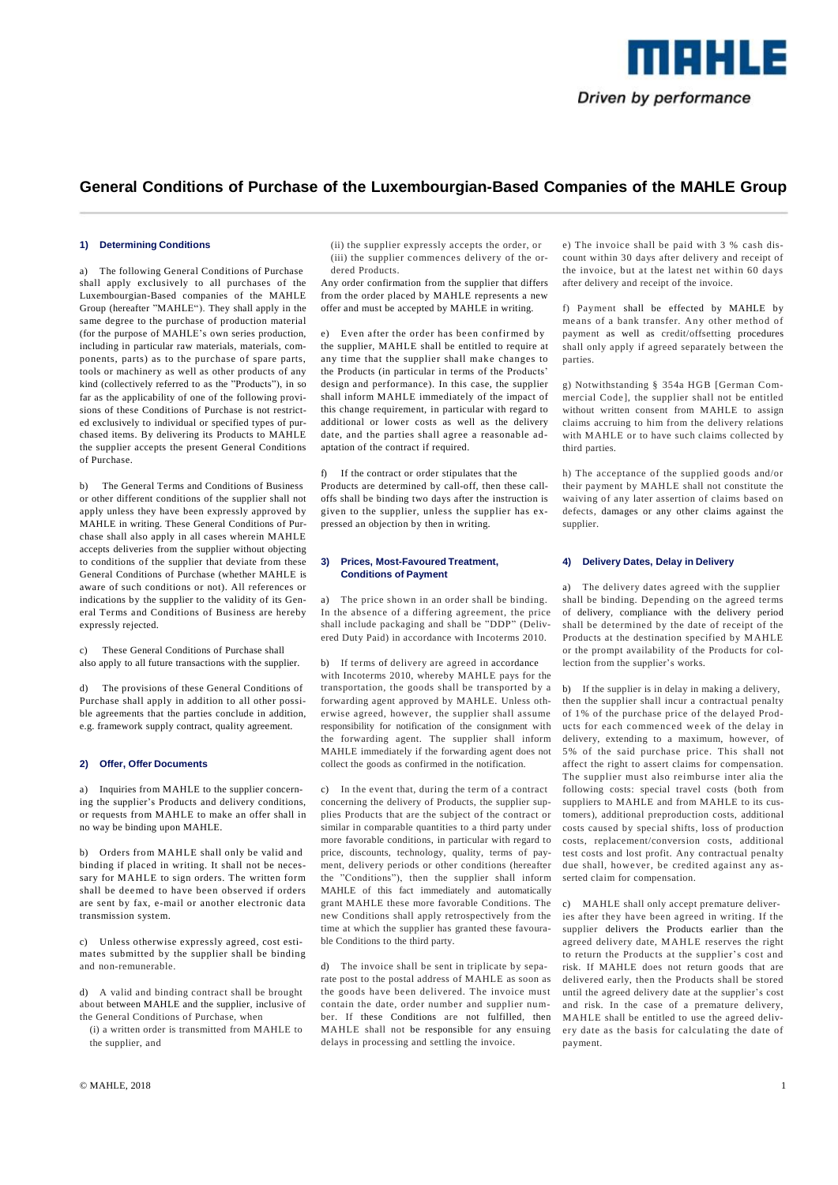# General Conditions of Purchase of the Luxembourgian-Based Companies of the MAHLE Group

## 1) Determining Conditions

a) The following General Conditions of Purchase shall apply exclusively to all purchases of the Luxembourgian-Based companies of the MAHLE Group (hereafter "MAHLE"). They shall apply in the same degree to the purchase of production material (for the purpose of MAHLE's own series production, including in particular raw materials, materials, components, parts) as to the purchase of spare parts, tools or machinery as well as other products of any kind (collectively referred to as the "Products"), in so far as the applicability of one of the following provisions of these Conditions of Purchase is not restricted exclusively to individual or specified types of purchased items. By delivering its Products to MAHLE the supplier accepts the present General Conditions of Purchase.

b) The General Terms and Conditions of Business or other different conditions of the supplier shall not apply unless they have been expressly approved by MAHLE in writing. These General Conditions of Purchase shall also apply in all cases wherein MAHLE accepts deliveries from the supplier without objecting to conditions of the supplier that deviate from these General Conditions of Purchase (whether MAHLE is aware of such conditions or not). All references or indications by the supplier to the validity of its General Terms and Conditions of Business are hereby expressly rejected.

c) These General Conditions of Purchase shall also apply to all future transactions with the supplier.

d) The provisions of these General Conditions of Purchase shall apply in addition to all other possible agreements that the parties conclude in addition, e.g. framework supply contract, quality agreement.

## 2) Offer, Offer Documents

a) Inquiries from MAHLE to the supplier concerning the supplier's Products and delivery conditions, or requests from MAHLE to make an offer shall in no way be binding upon MAHLE.

b) Orders from MAHLE shall only be valid and binding if placed in writing. It shall not be necessary for MAHLE to sign orders. The written form shall be deemed to have been observed if orders are sent by fax, e-mail or another electronic data transmission system.

c) Unless otherwise expressly agreed, cost estimates submitted by the supplier shall be binding and non-remunerable.

d) A valid and binding contract shall be brought about between MAHLE and the supplier, inclusive of the General Conditions of Purchase, when

(i) a written order is transmitted from MAHLE to the supplier, and

(ii) the supplier expressly accepts the order, or

(iii) the supplier commences delivery of the ordered Products.

Any order confirmation from the supplier that differs from the order placed by MAHLE represents a new offer and must be accepted by MAHLE in writing.

e) Even after the order has been confirmed by the supplier, MAHLE shall be entitled to require at any time that the supplier shall make changes to the Products (in particular in terms of the Products' design and performance). In this case, the supplier shall inform MAHLE immediately of the impact of this change requirement, in particular with regard to additional or lower costs as well as the delivery date, and the parties shall agree a reasonable adaptation of the contract if required.

f) If the contract or order stipulates that the Products are determined by call-off, then these call-offs shall be binding two days after the instruction is given to the supplier, unless the supplier has expressed an objection by then in writing.

## 3) Prices, Most-Favoured Treatment, Conditions of Payment

a) The price shown in an order shall be binding. In the absence of a differing agreement, the price shall include packaging and shall be "DDP" (Delivered Duty Paid) in accordance with Incoterms 2010.

b) If terms of delivery are agreed in accordance with Incoterms 2010, whereby MAHLE pays for the transportation, the goods shall be transported by a forwarding agent approved by MAHLE. Unless otherwise agreed, however, the supplier shall assume responsibility for notification of the consignment with the forwarding agent. The supplier shall inform MAHLE immediately if the forwarding agent does not collect the goods as confirmed in the notification.

c) In the event that, during the term of a contract concerning the delivery of Products, the supplier supplies Products that are the subject of the contract or similar in comparable quantities to a third party under more favorable conditions, in particular with regard to price, discounts, technology, quality, terms of payment, delivery periods or other conditions (hereafter the "Conditions"), then the supplier shall inform MAHLE of this fact immediately and automatically grant MAHLE these more favorable Conditions. The new Conditions shall apply retrospectively from the time at which the supplier has granted these favourable Conditions to the third party.

d) The invoice shall be sent in triplicate by separate post to the postal address of MAHLE as soon as the goods have been delivered. The invoice must contain the date, order number and supplier number. If these Conditions are not fulfilled, then MAHLE shall not be responsible for any ensuing delays in processing and settling the invoice.

e) The invoice shall be paid with 3 % cash discount within 30 days after delivery and receipt of the invoice, but at the latest net within 60 days after delivery and receipt of the invoice.

f) Payment shall be effected by MAHLE by means of a bank transfer. Any other method of payment as well as credit/offsetting procedures shall only apply if agreed separately between the parties.

g) Notwithstanding § 354a HGB [German Commercial Code], the supplier shall not be entitled without written consent from MAHLE to assign claims accruing to him from the delivery relations with MAHLE or to have such claims collected by third parties.

h) The acceptance of the supplied goods and/or their payment by MAHLE shall not constitute the waiving of any later assertion of claims based on defects, damages or any other claims against the supplier.

## 4) Delivery Dates, Delay in Delivery

a) The delivery dates agreed with the supplier shall be binding. Depending on the agreed terms of delivery, compliance with the delivery period shall be determined by the date of receipt of the Products at the destination specified by MAHLE or the prompt availability of the Products for collection from the supplier's works.

b) If the supplier is in delay in making a delivery, then the supplier shall incur a contractual penalty of 1% of the purchase price of the delayed Products for each commenced week of the delay in delivery, extending to a maximum, however, of 5% of the said purchase price. This shall not affect the right to assert claims for compensation. The supplier must also reimburse inter alia the following costs: special travel costs (both from suppliers to MAHLE and from MAHLE to its customers), additional preproduction costs, additional costs caused by special shifts, loss of production costs, replacement/conversion costs, additional test costs and lost profit. Any contractual penalty due shall, however, be credited against any asserted claim for compensation.

c) MAHLE shall only accept premature deliveries after they have been agreed in writing. If the supplier delivers the Products earlier than the agreed delivery date, MAHLE reserves the right to return the Products at the supplier's cost and risk. If MAHLE does not return goods that are delivered early, then the Products shall be stored until the agreed delivery date at the supplier's cost and risk. In the case of a premature delivery, MAHLE shall be entitled to use the agreed delivery date as the basis for calculating the date of payment.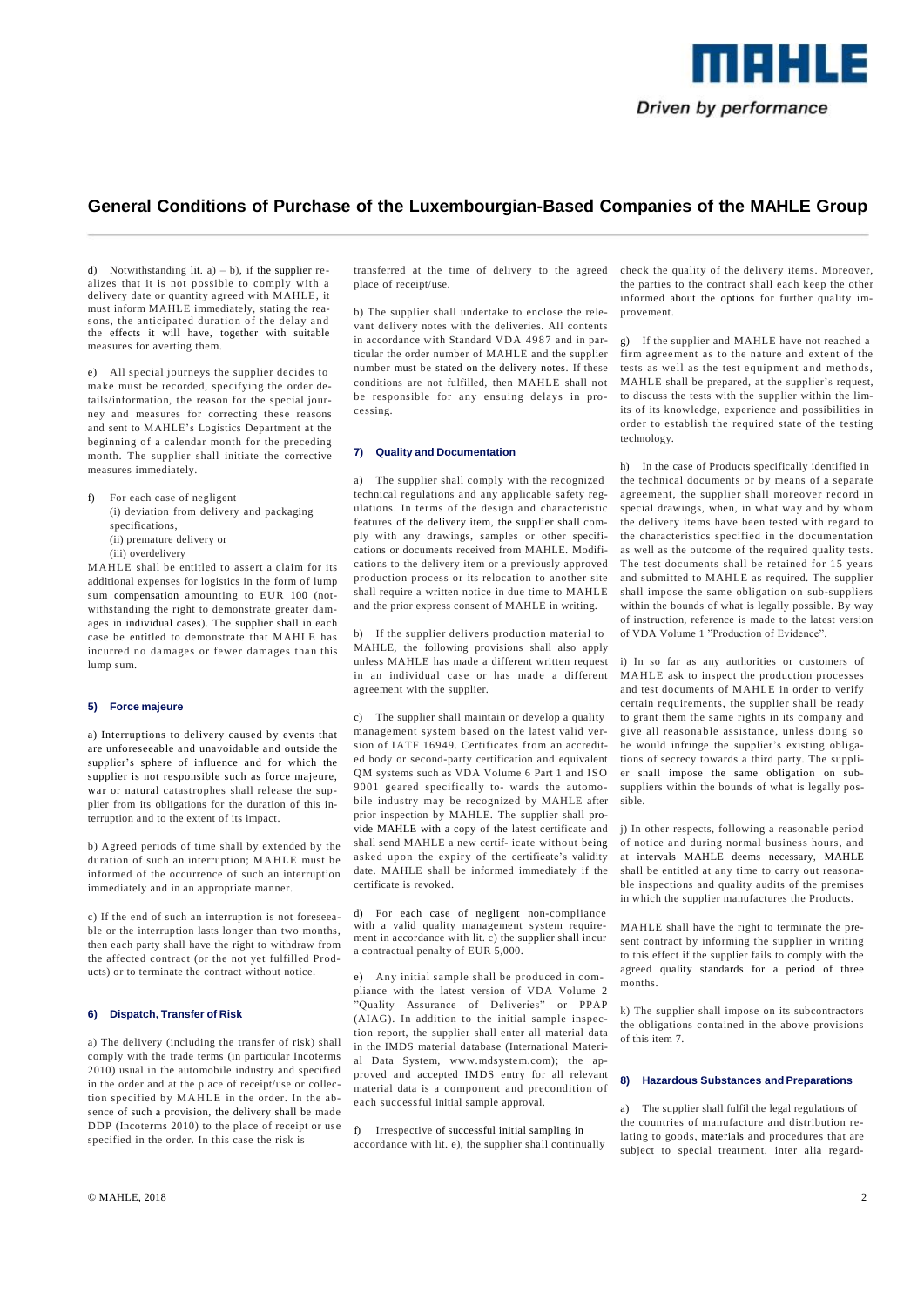# General Conditions of Purchase of the Luxembourgian-Based Companies of the MAHLE Group

d) Notwithstanding lit. a) – b), if the supplier realizes that it is not possible to comply with a delivery date or quantity agreed with MAHLE, it must inform MAHLE immediately, stating the reasons, the anticipated duration of the delay and the effects it will have, together with suitable measures for averting them.

e) All special journeys the supplier decides to make must be recorded, specifying the order details/information, the reason for the special journey and measures for correcting these reasons and sent to MAHLE's Logistics Department at the beginning of a calendar month for the preceding month. The supplier shall initiate the corrective measures immediately.

f) For each case of negligent
(i) deviation from delivery and packaging specifications,
(ii) premature delivery or
(iii) overdelivery

MAHLE shall be entitled to assert a claim for its additional expenses for logistics in the form of lump sum compensation amounting to EUR 100 (notwithstanding the right to demonstrate greater damages in individual cases). The supplier shall in each case be entitled to demonstrate that MAHLE has incurred no damages or fewer damages than this lump sum.

## 5) Force majeure

a) Interruptions to delivery caused by events that are unforeseeable and unavoidable and outside the supplier's sphere of influence and for which the supplier is not responsible such as force majeure, war or natural catastrophes shall release the supplier from its obligations for the duration of this interruption and to the extent of its impact.

b) Agreed periods of time shall by extended by the duration of such an interruption; MAHLE must be informed of the occurrence of such an interruption immediately and in an appropriate manner.

c) If the end of such an interruption is not foreseeable or the interruption lasts longer than two months, then each party shall have the right to withdraw from the affected contract (or the not yet fulfilled Products) or to terminate the contract without notice.

## 6) Dispatch, Transfer of Risk

a) The delivery (including the transfer of risk) shall comply with the trade terms (in particular Incoterms 2010) usual in the automobile industry and specified in the order and at the place of receipt/use or collection specified by MAHLE in the order. In the absence of such a provision, the delivery shall be made DDP (Incoterms 2010) to the place of receipt or use specified in the order. In this case the risk is transferred at the time of delivery to the agreed place of receipt/use.

b) The supplier shall undertake to enclose the relevant delivery notes with the deliveries. All contents in accordance with Standard VDA 4987 and in particular the order number of MAHLE and the supplier number must be stated on the delivery notes. If these conditions are not fulfilled, then MAHLE shall not be responsible for any ensuing delays in processing.

## 7) Quality and Documentation

a) The supplier shall comply with the recognized technical regulations and any applicable safety regulations. In terms of the design and characteristic features of the delivery item, the supplier shall comply with any drawings, samples or other specifications or documents received from MAHLE. Modifications to the delivery item or a previously approved production process or its relocation to another site shall require a written notice in due time to MAHLE and the prior express consent of MAHLE in writing.

b) If the supplier delivers production material to MAHLE, the following provisions shall also apply unless MAHLE has made a different written request in an individual case or has made a different agreement with the supplier.

c) The supplier shall maintain or develop a quality management system based on the latest valid version of IATF 16949. Certificates from an accredited body or second-party certification and equivalent QM systems such as VDA Volume 6 Part 1 and ISO 9001 geared specifically to- wards the automobile industry may be recognized by MAHLE after prior inspection by MAHLE. The supplier shall provide MAHLE with a copy of the latest certificate and shall send MAHLE a new certif- icate without being asked upon the expiry of the certificate's validity date. MAHLE shall be informed immediately if the certificate is revoked.

d) For each case of negligent non-compliance with a valid quality management system requirement in accordance with lit. c) the supplier shall incur a contractual penalty of EUR 5,000.

e) Any initial sample shall be produced in compliance with the latest version of VDA Volume 2 "Quality Assurance of Deliveries" or PPAP (AIAG). In addition to the initial sample inspection report, the supplier shall enter all material data in the IMDS material database (International Material Data System, www.mdsystem.com); the approved and accepted IMDS entry for all relevant material data is a component and precondition of each successful initial sample approval.

f) Irrespective of successful initial sampling in accordance with lit. e), the supplier shall continually check the quality of the delivery items. Moreover, the parties to the contract shall each keep the other informed about the options for further quality improvement.

g) If the supplier and MAHLE have not reached a firm agreement as to the nature and extent of the tests as well as the test equipment and methods, MAHLE shall be prepared, at the supplier's request, to discuss the tests with the supplier within the limits of its knowledge, experience and possibilities in order to establish the required state of the testing technology.

h) In the case of Products specifically identified in the technical documents or by means of a separate agreement, the supplier shall moreover record in special drawings, when, in what way and by whom the delivery items have been tested with regard to the characteristics specified in the documentation as well as the outcome of the required quality tests. The test documents shall be retained for 15 years and submitted to MAHLE as required. The supplier shall impose the same obligation on sub-suppliers within the bounds of what is legally possible. By way of instruction, reference is made to the latest version of VDA Volume 1 "Production of Evidence".

i) In so far as any authorities or customers of MAHLE ask to inspect the production processes and test documents of MAHLE in order to verify certain requirements, the supplier shall be ready to grant them the same rights in its company and give all reasonable assistance, unless doing so he would infringe the supplier's existing obligations of secrecy towards a third party. The supplier shall impose the same obligation on sub-suppliers within the bounds of what is legally possible.

j) In other respects, following a reasonable period of notice and during normal business hours, and at intervals MAHLE deems necessary, MAHLE shall be entitled at any time to carry out reasonable inspections and quality audits of the premises in which the supplier manufactures the Products.

MAHLE shall have the right to terminate the present contract by informing the supplier in writing to this effect if the supplier fails to comply with the agreed quality standards for a period of three months.

k) The supplier shall impose on its subcontractors the obligations contained in the above provisions of this item 7.

## 8) Hazardous Substances and Preparations

a) The supplier shall fulfil the legal regulations of the countries of manufacture and distribution relating to goods, materials and procedures that are subject to special treatment, inter alia regard-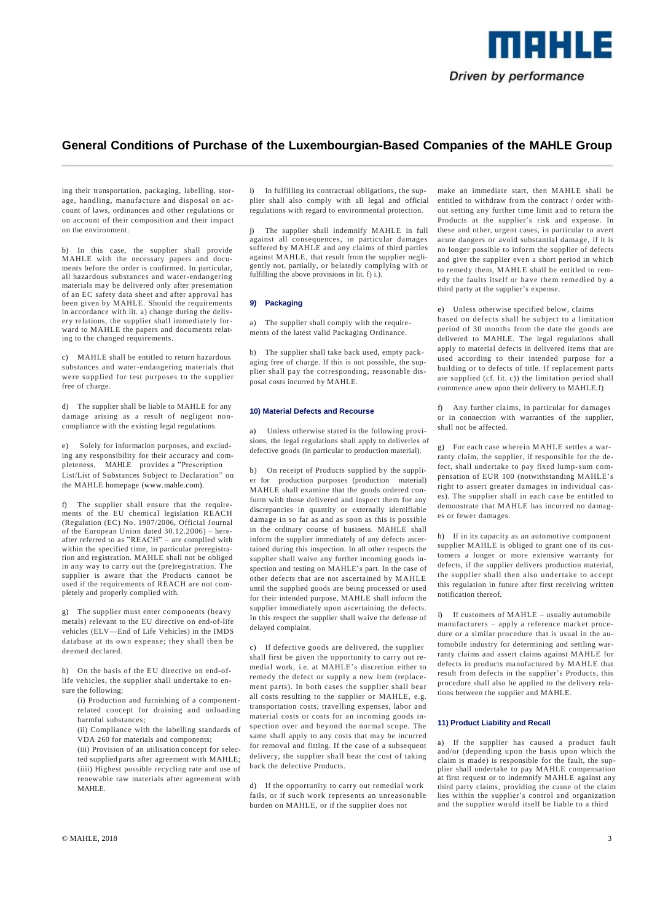ing their transportation, packaging, labelling, storage, handling, manufacture and disposal on account of laws, ordinances and other regulations or on account of their composition and their impact on the environment.

b) In this case, the supplier shall provide MAHLE with the necessary papers and documents before the order is confirmed. In particular, all hazardous substances and water-endangering materials may be delivered only after presentation of an EC safety data sheet and after approval has been given by MAHLE. Should the requirements in accordance with lit. a) change during the delivery relations, the supplier shall immediately forward to MAHLE the papers and documents relating to the changed requirements.

c) MAHLE shall be entitled to return hazardous substances and water-endangering materials that were supplied for test purposes to the supplier free of charge.

d) The supplier shall be liable to MAHLE for any damage arising as a result of negligent noncompliance with the existing legal regulations.

e) Solely for information purposes, and excluding any responsibility for their accuracy and completeness, MAHLE provides a "Prescription List/List of Substances Subject to Declaration" on the MAHLE homepage (www.mahle.com).

f) The supplier shall ensure that the requirements of the EU chemical legislation REACH (Regulation (EC) No. 1907/2006, Official Journal of the European Union dated 30.12.2006) – hereafter referred to as "REACH" – are complied with within the specified time, in particular preregistration and registration. MAHLE shall not be obliged in any way to carry out the (pre)registration. The supplier is aware that the Products cannot be used if the requirements of REACH are not completely and properly complied with.

g) The supplier must enter components (heavy metals) relevant to the EU directive on end-of-life vehicles (ELV—End of Life Vehicles) in the IMDS database at its own expense; they shall then be deemed declared.

h) On the basis of the EU directive on end-of-life vehicles, the supplier shall undertake to ensure the following:

(i) Production and furnishing of a component-related concept for draining and unloading harmful substances;
(ii) Compliance with the labelling standards of VDA 260 for materials and components;
(iii) Provision of an utilisation concept for selected supplied parts after agreement with MAHLE;
(iiii) Highest possible recycling rate and use of renewable raw materials after agreement with MAHLE.

i) In fulfilling its contractual obligations, the supplier shall also comply with all legal and official regulations with regard to environmental protection.

j) The supplier shall indemnify MAHLE in full against all consequences, in particular damages suffered by MAHLE and any claims of third parties against MAHLE, that result from the supplier negligently not, partially, or belatedly complying with or fulfilling the above provisions in lit. f) i.).

### 9) Packaging

a) The supplier shall comply with the requirements of the latest valid Packaging Ordinance.

b) The supplier shall take back used, empty packaging free of charge. If this is not possible, the supplier shall pay the corresponding, reasonable disposal costs incurred by MAHLE.

### 10) Material Defects and Recourse

a) Unless otherwise stated in the following provisions, the legal regulations shall apply to deliveries of defective goods (in particular to production material).

b) On receipt of Products supplied by the supplier for production purposes (production material) MAHLE shall examine that the goods ordered conform with those delivered and inspect them for any discrepancies in quantity or externally identifiable damage in so far as and as soon as this is possible in the ordinary course of business. MAHLE shall inform the supplier immediately of any defects ascertained during this inspection. In all other respects the supplier shall waive any further incoming goods inspection and testing on MAHLE's part. In the case of other defects that are not ascertained by MAHLE until the supplied goods are being processed or used for their intended purpose, MAHLE shall inform the supplier immediately upon ascertaining the defects. In this respect the supplier shall waive the defense of delayed complaint.

c) If defective goods are delivered, the supplier shall first be given the opportunity to carry out remedial work, i.e. at MAHLE's discretion either to remedy the defect or supply a new item (replacement parts). In both cases the supplier shall bear all costs resulting to the supplier or MAHLE, e.g. transportation costs, travelling expenses, labor and material costs or costs for an incoming goods inspection over and beyond the normal scope. The same shall apply to any costs that may be incurred for removal and fitting. If the case of a subsequent delivery, the supplier shall bear the cost of taking back the defective Products.

d) If the opportunity to carry out remedial work fails, or if such work represents an unreasonable burden on MAHLE, or if the supplier does not make an immediate start, then MAHLE shall be entitled to withdraw from the contract / order without setting any further time limit and to return the Products at the supplier's risk and expense. In these and other, urgent cases, in particular to avert acute dangers or avoid substantial damage, if it is no longer possible to inform the supplier of defects and give the supplier even a short period in which to remedy them, MAHLE shall be entitled to remedy the faults itself or have them remedied by a third party at the supplier's expense.

e) Unless otherwise specified below, claims based on defects shall be subject to a limitation period of 30 months from the date the goods are delivered to MAHLE. The legal regulations shall apply to material defects in delivered items that are used according to their intended purpose for a building or to defects of title. If replacement parts are supplied (cf. lit. c)) the limitation period shall commence anew upon their delivery to MAHLE.f)

f) Any further claims, in particular for damages or in connection with warranties of the supplier, shall not be affected.

g) For each case wherein MAHLE settles a warranty claim, the supplier, if responsible for the defect, shall undertake to pay fixed lump-sum compensation of EUR 100 (notwithstanding MAHLE's right to assert greater damages in individual cases). The supplier shall in each case be entitled to demonstrate that MAHLE has incurred no damages or fewer damages.

h) If in its capacity as an automotive component supplier MAHLE is obliged to grant one of its customers a longer or more extensive warranty for defects, if the supplier delivers production material, the supplier shall then also undertake to accept this regulation in future after first receiving written notification thereof.

i) If customers of MAHLE – usually automobile manufacturers – apply a reference market procedure or a similar procedure that is usual in the automobile industry for determining and settling warranty claims and assert claims against MAHLE for defects in products manufactured by MAHLE that result from defects in the supplier's Products, this procedure shall also be applied to the delivery relations between the supplier and MAHLE.

### 11) Product Liability and Recall

a) If the supplier has caused a product fault and/or (depending upon the basis upon which the claim is made) is responsible for the fault, the supplier shall undertake to pay MAHLE compensation at first request or to indemnify MAHLE against any third party claims, providing the cause of the claim lies within the supplier's control and organization and the supplier would itself be liable to a third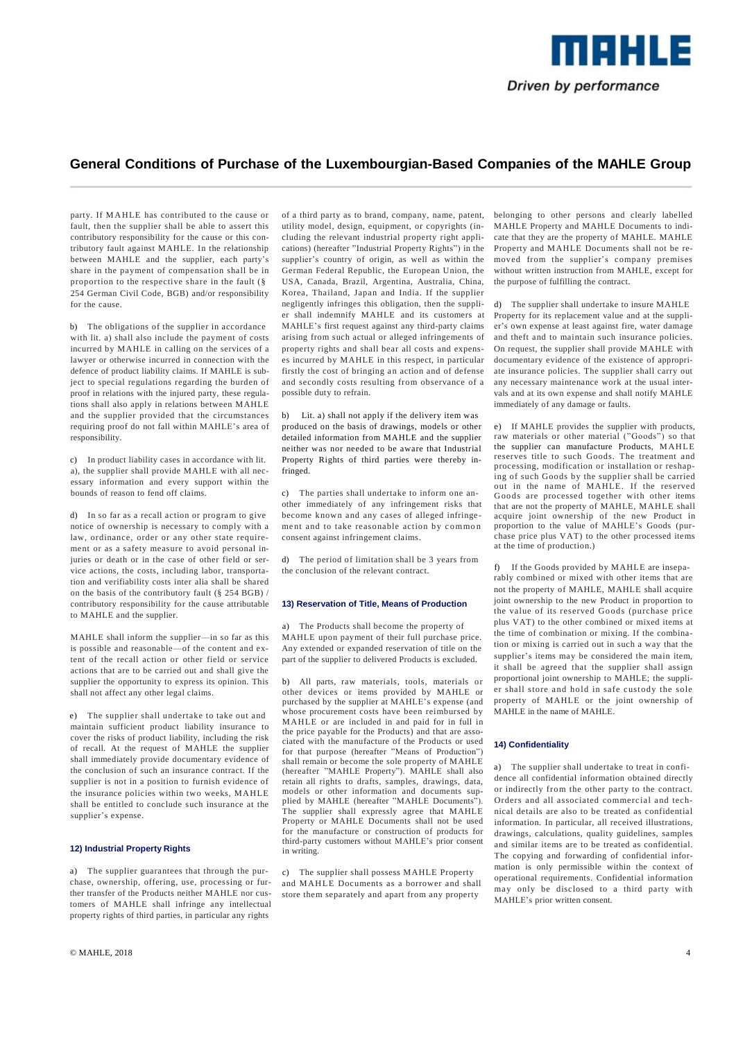party. If MAHLE has contributed to the cause or fault, then the supplier shall be able to assert this contributory responsibility for the cause or this contributory fault against MAHLE. In the relationship between MAHLE and the supplier, each party's share in the payment of compensation shall be in proportion to the respective share in the fault (§ 254 German Civil Code, BGB) and/or responsibility for the cause.

b) The obligations of the supplier in accordance with lit. a) shall also include the payment of costs incurred by MAHLE in calling on the services of a lawyer or otherwise incurred in connection with the defence of product liability claims. If MAHLE is subject to special regulations regarding the burden of proof in relations with the injured party, these regulations shall also apply in relations between MAHLE and the supplier provided that the circumstances requiring proof do not fall within MAHLE's area of responsibility.

c) In product liability cases in accordance with lit. a), the supplier shall provide MAHLE with all necessary information and every support within the bounds of reason to fend off claims.

d) In so far as a recall action or program to give notice of ownership is necessary to comply with a law, ordinance, order or any other state requirement or as a safety measure to avoid personal injuries or death or in the case of other field or service actions, the costs, including labor, transportation and verifiability costs inter alia shall be shared on the basis of the contributory fault (§ 254 BGB) / contributory responsibility for the cause attributable to MAHLE and the supplier.

MAHLE shall inform the supplier—in so far as this is possible and reasonable—of the content and extent of the recall action or other field or service actions that are to be carried out and shall give the supplier the opportunity to express its opinion. This shall not affect any other legal claims.

e) The supplier shall undertake to take out and maintain sufficient product liability insurance to cover the risks of product liability, including the risk of recall. At the request of MAHLE the supplier shall immediately provide documentary evidence of the conclusion of such an insurance contract. If the supplier is not in a position to furnish evidence of the insurance policies within two weeks, MAHLE shall be entitled to conclude such insurance at the supplier's expense.

#### 12) Industrial Property Rights

a) The supplier guarantees that through the purchase, ownership, offering, use, processing or further transfer of the Products neither MAHLE nor customers of MAHLE shall infringe any intellectual property rights of third parties, in particular any rights of a third party as to brand, company, name, patent, utility model, design, equipment, or copyrights (including the relevant industrial property right applications) (hereafter "Industrial Property Rights") in the supplier's country of origin, as well as within the German Federal Republic, the European Union, the USA, Canada, Brazil, Argentina, Australia, China, Korea, Thailand, Japan and India. If the supplier negligently infringes this obligation, then the supplier shall indemnify MAHLE and its customers at MAHLE's first request against any third-party claims arising from such actual or alleged infringements of property rights and shall bear all costs and expenses incurred by MAHLE in this respect, in particular firstly the cost of bringing an action and of defense and secondly costs resulting from observance of a possible duty to refrain.

b) Lit. a) shall not apply if the delivery item was produced on the basis of drawings, models or other detailed information from MAHLE and the supplier neither was nor needed to be aware that Industrial Property Rights of third parties were thereby infringed.

c) The parties shall undertake to inform one another immediately of any infringement risks that become known and any cases of alleged infringement and to take reasonable action by common consent against infringement claims.

d) The period of limitation shall be 3 years from the conclusion of the relevant contract.

#### 13) Reservation of Title, Means of Production

a) The Products shall become the property of MAHLE upon payment of their full purchase price. Any extended or expanded reservation of title on the part of the supplier to delivered Products is excluded.

b) All parts, raw materials, tools, materials or other devices or items provided by MAHLE or purchased by the supplier at MAHLE's expense (and whose procurement costs have been reimbursed by MAHLE or are included in and paid for in full in the price payable for the Products) and that are associated with the manufacture of the Products or used for that purpose (hereafter "Means of Production") shall remain or become the sole property of MAHLE (hereafter "MAHLE Property"). MAHLE shall also retain all rights to drafts, samples, drawings, data, models or other information and documents supplied by MAHLE (hereafter "MAHLE Documents"). The supplier shall expressly agree that MAHLE Property or MAHLE Documents shall not be used for the manufacture or construction of products for third-party customers without MAHLE's prior consent in writing.

c) The supplier shall possess MAHLE Property and MAHLE Documents as a borrower and shall store them separately and apart from any property belonging to other persons and clearly labelled MAHLE Property and MAHLE Documents to indicate that they are the property of MAHLE. MAHLE Property and MAHLE Documents shall not be removed from the supplier's company premises without written instruction from MAHLE, except for the purpose of fulfilling the contract.

d) The supplier shall undertake to insure MAHLE Property for its replacement value and at the supplier's own expense at least against fire, water damage and theft and to maintain such insurance policies. On request, the supplier shall provide MAHLE with documentary evidence of the existence of appropriate insurance policies. The supplier shall carry out any necessary maintenance work at the usual intervals and at its own expense and shall notify MAHLE immediately of any damage or faults.

e) If MAHLE provides the supplier with products, raw materials or other material ("Goods") so that the supplier can manufacture Products, MAHLE reserves title to such Goods. The treatment and processing, modification or installation or reshaping of such Goods by the supplier shall be carried out in the name of MAHLE. If the reserved Goods are processed together with other items that are not the property of MAHLE, MAHLE shall acquire joint ownership of the new Product in proportion to the value of MAHLE's Goods (purchase price plus VAT) to the other processed items at the time of production.)

f) If the Goods provided by MAHLE are inseparably combined or mixed with other items that are not the property of MAHLE, MAHLE shall acquire joint ownership to the new Product in proportion to the value of its reserved Goods (purchase price plus VAT) to the other combined or mixed items at the time of combination or mixing. If the combination or mixing is carried out in such a way that the supplier's items may be considered the main item, it shall be agreed that the supplier shall assign proportional joint ownership to MAHLE; the supplier shall store and hold in safe custody the sole property of MAHLE or the joint ownership of MAHLE in the name of MAHLE.

#### 14) Confidentiality

a) The supplier shall undertake to treat in confidence all confidential information obtained directly or indirectly from the other party to the contract. Orders and all associated commercial and technical details are also to be treated as confidential information. In particular, all received illustrations, drawings, calculations, quality guidelines, samples and similar items are to be treated as confidential. The copying and forwarding of confidential information is only permissible within the context of operational requirements. Confidential information may only be disclosed to a third party with MAHLE's prior written consent.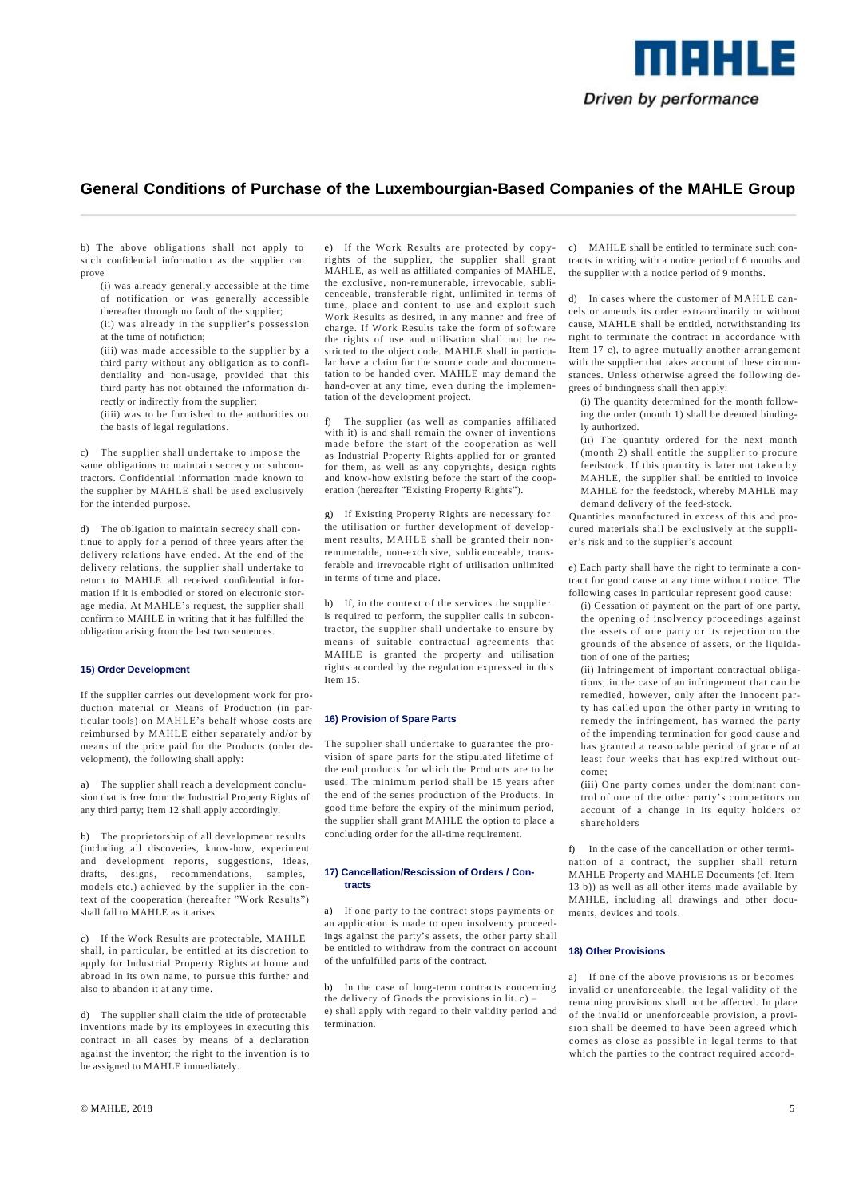b) The above obligations shall not apply to such confidential information as the supplier can prove

(i) was already generally accessible at the time of notification or was generally accessible thereafter through no fault of the supplier;
(ii) was already in the supplier's possession at the time of notification;
(iii) was made accessible to the supplier by a third party without any obligation as to confidentiality and non-usage, provided that this third party has not obtained the information directly or indirectly from the supplier;
(iiii) was to be furnished to the authorities on the basis of legal regulations.

c) The supplier shall undertake to impose the same obligations to maintain secrecy on subcontractors. Confidential information made known to the supplier by MAHLE shall be used exclusively for the intended purpose.

d) The obligation to maintain secrecy shall continue to apply for a period of three years after the delivery relations have ended. At the end of the delivery relations, the supplier shall undertake to return to MAHLE all received confidential information if it is embodied or stored on electronic storage media. At MAHLE's request, the supplier shall confirm to MAHLE in writing that it has fulfilled the obligation arising from the last two sentences.

### 15) Order Development

If the supplier carries out development work for production material or Means of Production (in particular tools) on MAHLE's behalf whose costs are reimbursed by MAHLE either separately and/or by means of the price paid for the Products (order development), the following shall apply:

a) The supplier shall reach a development conclusion that is free from the Industrial Property Rights of any third party; Item 12 shall apply accordingly.

b) The proprietorship of all development results (including all discoveries, know-how, experiment and development reports, suggestions, ideas, drafts, designs, recommendations, samples, models etc.) achieved by the supplier in the context of the cooperation (hereafter "Work Results") shall fall to MAHLE as it arises.

c) If the Work Results are protectable, MAHLE shall, in particular, be entitled at its discretion to apply for Industrial Property Rights at home and abroad in its own name, to pursue this further and also to abandon it at any time.

d) The supplier shall claim the title of protectable inventions made by its employees in executing this contract in all cases by means of a declaration against the inventor; the right to the invention is to be assigned to MAHLE immediately.

e) If the Work Results are protected by copyrights of the supplier, the supplier shall grant MAHLE, as well as affiliated companies of MAHLE, the exclusive, non-remunerable, irrevocable, sublicenceable, transferable right, unlimited in terms of time, place and content to use and exploit such Work Results as desired, in any manner and free of charge. If Work Results take the form of software the rights of use and utilisation shall not be restricted to the object code. MAHLE shall in particular have a claim for the source code and documentation to be handed over. MAHLE may demand the hand-over at any time, even during the implementation of the development project.

f) The supplier (as well as companies affiliated with it) is and shall remain the owner of inventions made before the start of the cooperation as well as Industrial Property Rights applied for or granted for them, as well as any copyrights, design rights and know-how existing before the start of the cooperation (hereafter "Existing Property Rights").

g) If Existing Property Rights are necessary for the utilisation or further development of development results, MAHLE shall be granted their non-remunerable, non-exclusive, sublicenceable, transferable and irrevocable right of utilisation unlimited in terms of time and place.

h) If, in the context of the services the supplier is required to perform, the supplier calls in subcontractor, the supplier shall undertake to ensure by means of suitable contractual agreements that MAHLE is granted the property and utilisation rights accorded by the regulation expressed in this Item 15.

### 16) Provision of Spare Parts

The supplier shall undertake to guarantee the provision of spare parts for the stipulated lifetime of the end products for which the Products are to be used. The minimum period shall be 15 years after the end of the series production of the Products. In good time before the expiry of the minimum period, the supplier shall grant MAHLE the option to place a concluding order for the all-time requirement.

### 17) Cancellation/Rescission of Orders / Contracts

a) If one party to the contract stops payments or an application is made to open insolvency proceedings against the party's assets, the other party shall be entitled to withdraw from the contract on account of the unfulfilled parts of the contract.

b) In the case of long-term contracts concerning the delivery of Goods the provisions in lit. c) – e) shall apply with regard to their validity period and termination.

c) MAHLE shall be entitled to terminate such contracts in writing with a notice period of 6 months and the supplier with a notice period of 9 months.

d) In cases where the customer of MAHLE cancels or amends its order extraordinarily or without cause, MAHLE shall be entitled, notwithstanding its right to terminate the contract in accordance with Item 17 c), to agree mutually another arrangement with the supplier that takes account of these circumstances. Unless otherwise agreed the following degrees of bindingness shall then apply:

(i) The quantity determined for the month following the order (month 1) shall be deemed bindingly authorized.
(ii) The quantity ordered for the next month (month 2) shall entitle the supplier to procure feedstock. If this quantity is later not taken by MAHLE, the supplier shall be entitled to invoice MAHLE for the feedstock, whereby MAHLE may demand delivery of the feed-stock.

Quantities manufactured in excess of this and procured materials shall be exclusively at the supplier's risk and to the supplier's account

e) Each party shall have the right to terminate a contract for good cause at any time without notice. The following cases in particular represent good cause:

(i) Cessation of payment on the part of one party, the opening of insolvency proceedings against the assets of one party or its rejection on the grounds of the absence of assets, or the liquidation of one of the parties;
(ii) Infringement of important contractual obligations; in the case of an infringement that can be remedied, however, only after the innocent party has called upon the other party in writing to remedy the infringement, has warned the party of the impending termination for good cause and has granted a reasonable period of grace of at least four weeks that has expired without outcome;
(iii) One party comes under the dominant control of one of the other party's competitors on account of a change in its equity holders or shareholders

f) In the case of the cancellation or other termination of a contract, the supplier shall return MAHLE Property and MAHLE Documents (cf. Item 13 b)) as well as all other items made available by MAHLE, including all drawings and other documents, devices and tools.

### 18) Other Provisions

a) If one of the above provisions is or becomes invalid or unenforceable, the legal validity of the remaining provisions shall not be affected. In place of the invalid or unenforceable provision, a provision shall be deemed to have been agreed which comes as close as possible in legal terms to that which the parties to the contract required accord-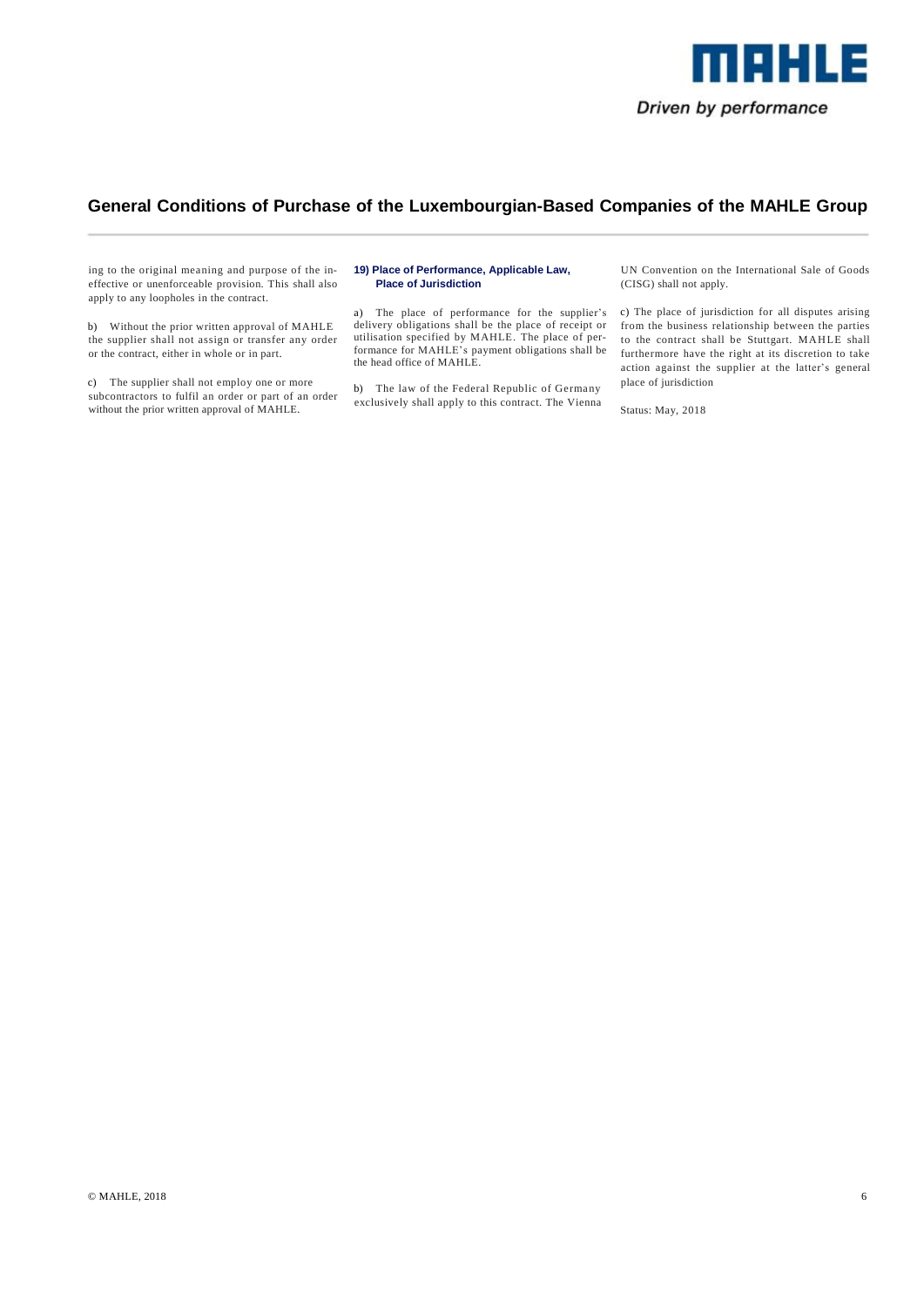ing to the original meaning and purpose of the ineffective or unenforceable provision. This shall also apply to any loopholes in the contract.

b) Without the prior written approval of MAHLE the supplier shall not assign or transfer any order or the contract, either in whole or in part.

c) The supplier shall not employ one or more subcontractors to fulfil an order or part of an order without the prior written approval of MAHLE.

#### 19) Place of Performance, Applicable Law, Place of Jurisdiction

a) The place of performance for the supplier's delivery obligations shall be the place of receipt or utilisation specified by MAHLE. The place of performance for MAHLE's payment obligations shall be the head office of MAHLE.

b) The law of the Federal Republic of Germany exclusively shall apply to this contract. The Vienna UN Convention on the International Sale of Goods (CISG) shall not apply.

c) The place of jurisdiction for all disputes arising from the business relationship between the parties to the contract shall be Stuttgart. MAHLE shall furthermore have the right at its discretion to take action against the supplier at the latter's general place of jurisdiction

Status: May, 2018